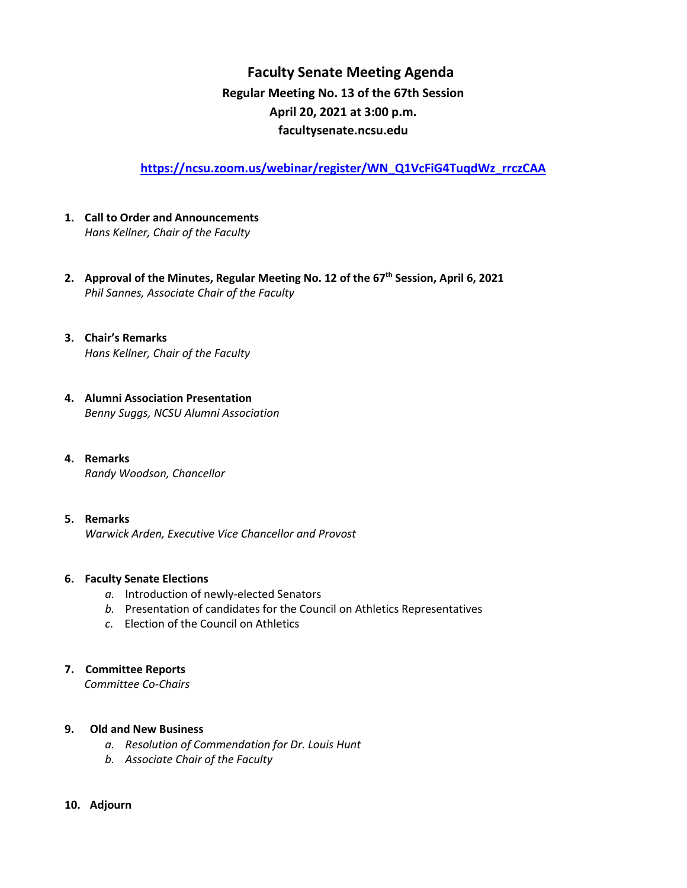# Faculty Senate Meeting Agenda

## Regular Meeting No. 13 of the 67th Session

## April 20, 2021 at 3:00 p.m.

## facultysenate.ncsu.edu

**https://ncsu.zoom.us/webinar/register/WN_Q1VcFiG4TuqdWz_rrczCAA**

**1. Call to Order and Announcements**
*Hans Kellner, Chair of the Faculty*

**2. Approval of the Minutes, Regular Meeting No. 12 of the 67th Session, April 6, 2021**
*Phil Sannes, Associate Chair of the Faculty*

**3. Chair's Remarks**
*Hans Kellner, Chair of the Faculty*

**4. Alumni Association Presentation**
*Benny Suggs, NCSU Alumni Association*

**4. Remarks**
*Randy Woodson, Chancellor*

**5. Remarks**
*Warwick Arden, Executive Vice Chancellor and Provost*

**6. Faculty Senate Elections**

*a.* Introduction of newly-elected Senators
*b.* Presentation of candidates for the Council on Athletics Representatives
*c.* Election of the Council on Athletics

**7. Committee Reports**
*Committee Co-Chairs*

**9. Old and New Business**

*a. Resolution of Commendation for Dr. Louis Hunt*
*b. Associate Chair of the Faculty*

**10. Adjourn**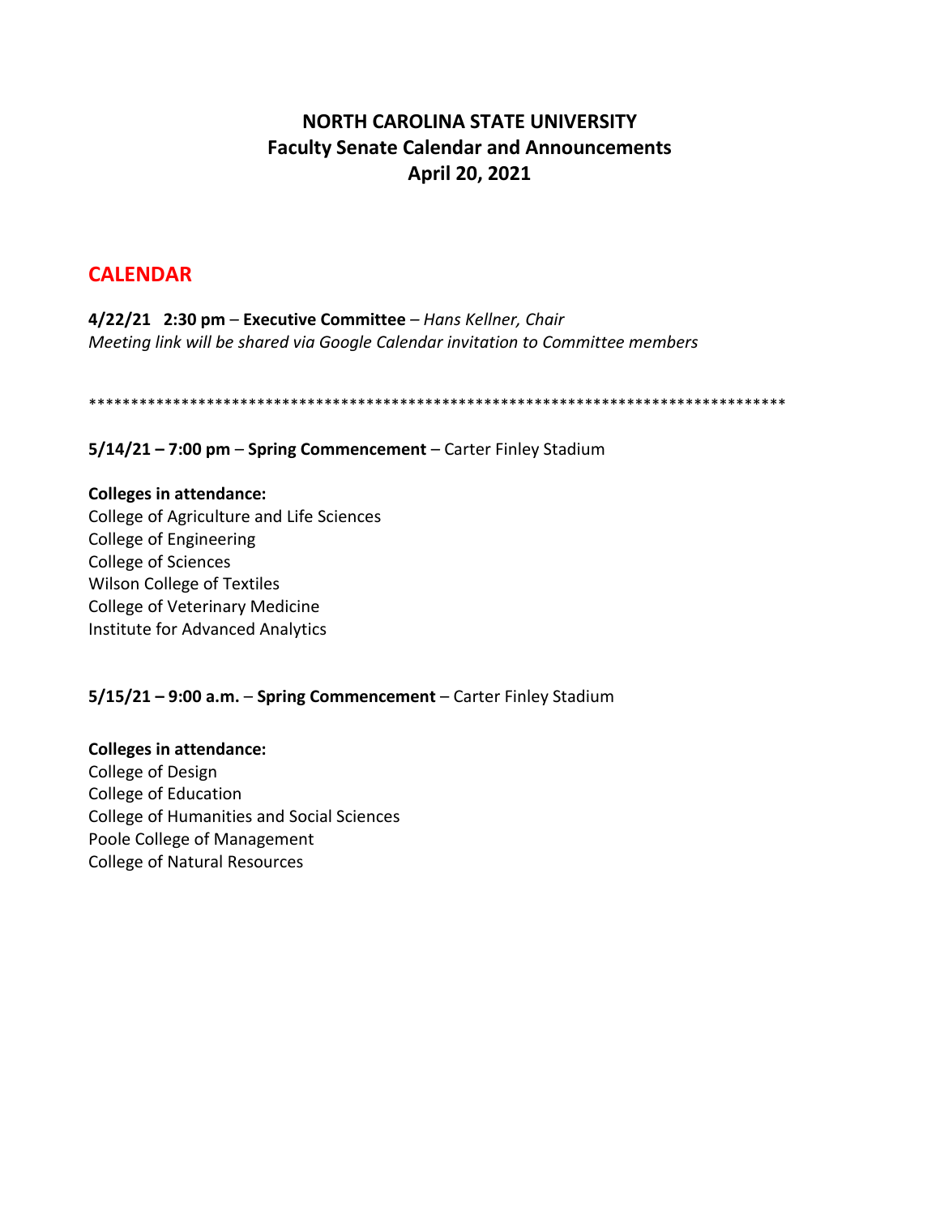# NORTH CAROLINA STATE UNIVERSITY
# Faculty Senate Calendar and Announcements
# April 20, 2021

## CALENDAR

**4/22/21 2:30 pm** – **Executive Committee** – *Hans Kellner, Chair*
*Meeting link will be shared via Google Calendar invitation to Committee members*

***********************************************************************************

**5/14/21 – 7:00 pm** – **Spring Commencement** – Carter Finley Stadium

**Colleges in attendance:**
College of Agriculture and Life Sciences
College of Engineering
College of Sciences
Wilson College of Textiles
College of Veterinary Medicine
Institute for Advanced Analytics

**5/15/21 – 9:00 a.m.** – **Spring Commencement** – Carter Finley Stadium

**Colleges in attendance:**
College of Design
College of Education
College of Humanities and Social Sciences
Poole College of Management
College of Natural Resources